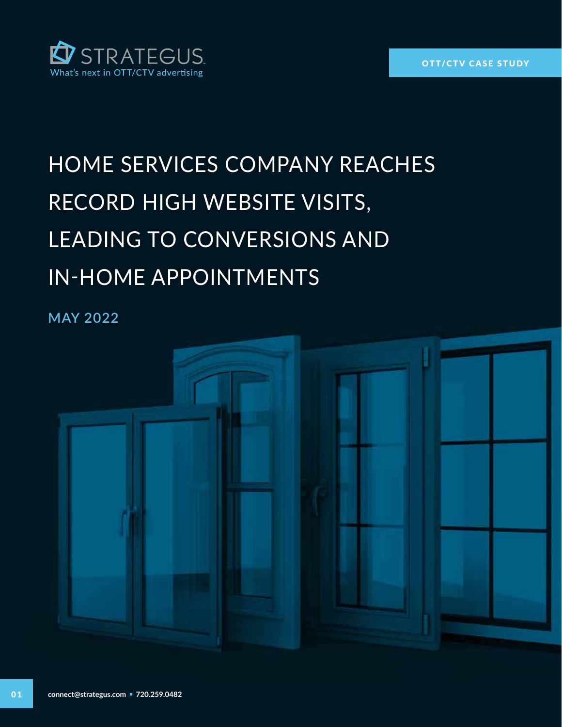STRATEGUS

What's next in OTT/CTV advertising

OTT/CTV CASE STUDY

# HOME SERVICES COMPANY REACHES RECORD HIGH WEBSITE VISITS, LEADING TO CONVERSIONS AND IN-HOME APPOINTMENTS

MAY 2022

**connect@strategus.com ▪ 720.259.0482**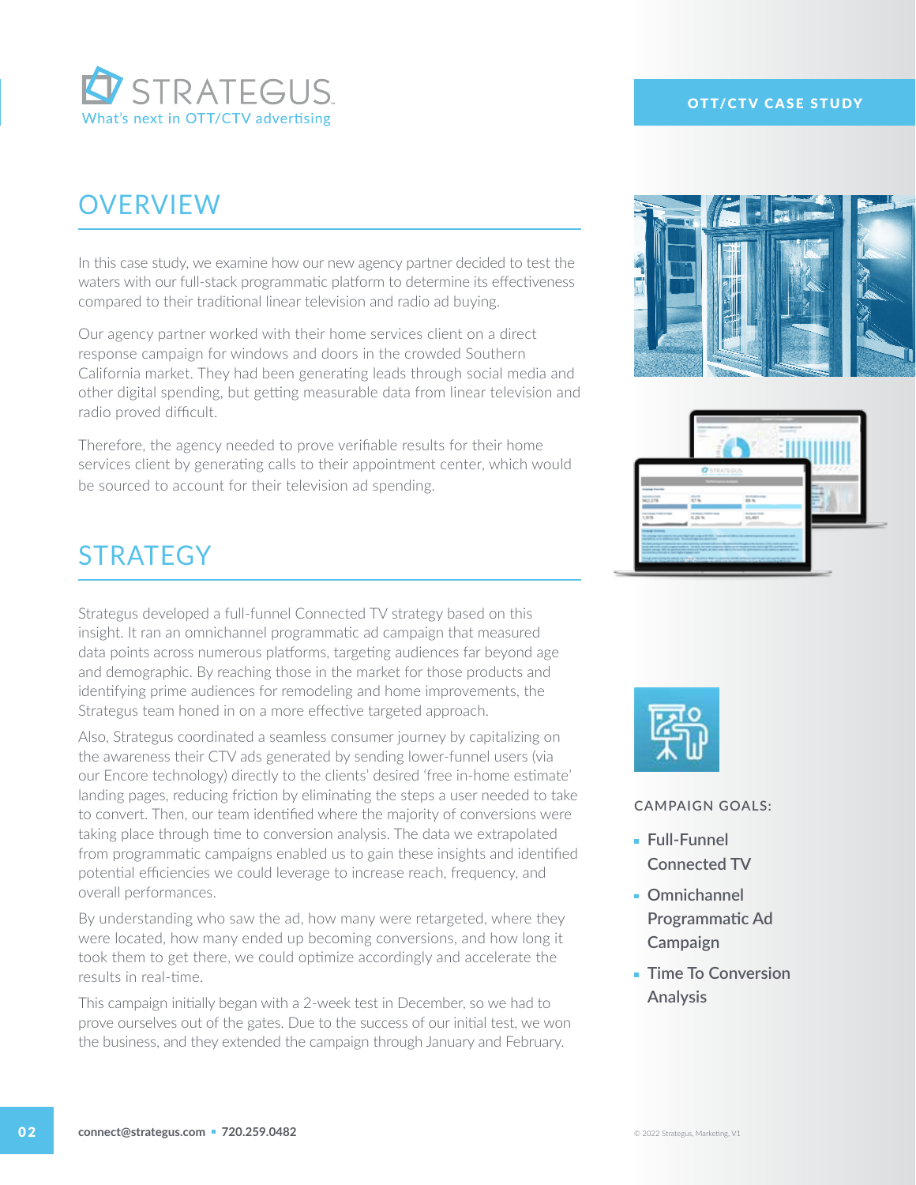# OVERVIEW

In this case study, we examine how our new agency partner decided to test the waters with our full-stack programmatic platform to determine its effectiveness compared to their traditional linear television and radio ad buying.

Our agency partner worked with their home services client on a direct response campaign for windows and doors in the crowded Southern California market. They had been generating leads through social media and other digital spending, but getting measurable data from linear television and radio proved difficult.

Therefore, the agency needed to prove verifiable results for their home services client by generating calls to their appointment center, which would be sourced to account for their television ad spending.

# STRATEGY

Strategus developed a full-funnel Connected TV strategy based on this insight. It ran an omnichannel programmatic ad campaign that measured data points across numerous platforms, targeting audiences far beyond age and demographic. By reaching those in the market for those products and identifying prime audiences for remodeling and home improvements, the Strategus team honed in on a more effective targeted approach.

Also, Strategus coordinated a seamless consumer journey by capitalizing on the awareness their CTV ads generated by sending lower-funnel users (via our Encore technology) directly to the clients' desired 'free in-home estimate' landing pages, reducing friction by eliminating the steps a user needed to take to convert. Then, our team identified where the majority of conversions were taking place through time to conversion analysis. The data we extrapolated from programmatic campaigns enabled us to gain these insights and identified potential efficiencies we could leverage to increase reach, frequency, and overall performances.

By understanding who saw the ad, how many were retargeted, where they were located, how many ended up becoming conversions, and how long it took them to get there, we could optimize accordingly and accelerate the results in real-time.

This campaign initially began with a 2-week test in December, so we had to prove ourselves out of the gates. Due to the success of our initial test, we won the business, and they extended the campaign through January and February.

CAMPAIGN GOALS:

- Full-Funnel Connected TV
- Omnichannel Programmatic Ad Campaign
- Time To Conversion Analysis

**connect@strategus.com** ▪ **720.259.0482**

© 2022 Strategus, Marketing, V1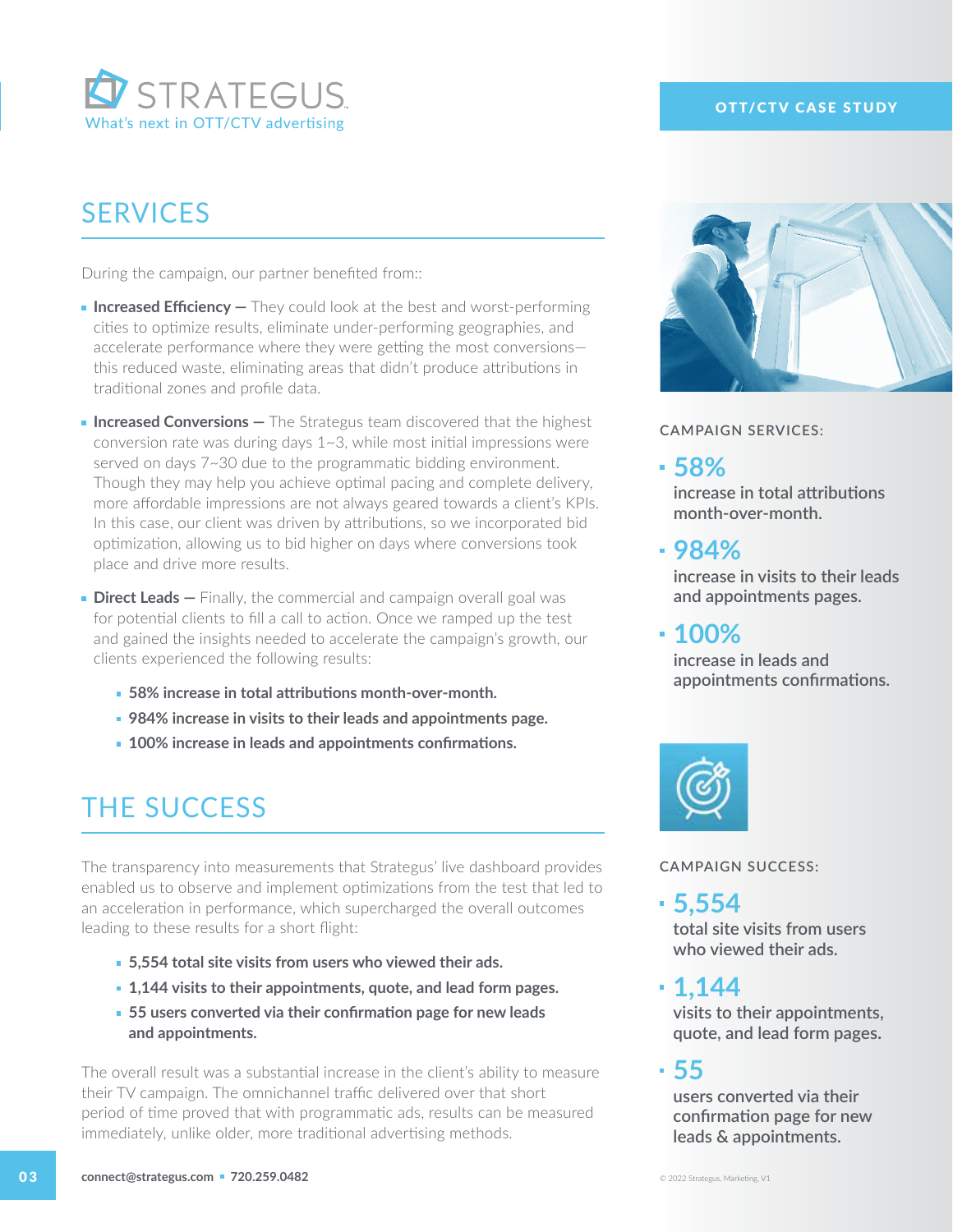STRATEGUS

What's next in OTT/CTV advertising

OTT/CTV CASE STUDY

## SERVICES

During the campaign, our partner benefited from::

- **Increased Efficiency —** They could look at the best and worst-performing cities to optimize results, eliminate under-performing geographies, and accelerate performance where they were getting the most conversions—this reduced waste, eliminating areas that didn't produce attributions in traditional zones and profile data.
- **Increased Conversions —** The Strategus team discovered that the highest conversion rate was during days 1~3, while most initial impressions were served on days 7~30 due to the programmatic bidding environment. Though they may help you achieve optimal pacing and complete delivery, more affordable impressions are not always geared towards a client's KPIs. In this case, our client was driven by attributions, so we incorporated bid optimization, allowing us to bid higher on days where conversions took place and drive more results.
- **Direct Leads —** Finally, the commercial and campaign overall goal was for potential clients to fill a call to action. Once we ramped up the test and gained the insights needed to accelerate the campaign's growth, our clients experienced the following results:
  - **58% increase in total attributions month-over-month.**
  - **984% increase in visits to their leads and appointments page.**
  - **100% increase in leads and appointments confirmations.**

## THE SUCCESS

The transparency into measurements that Strategus' live dashboard provides enabled us to observe and implement optimizations from the test that led to an acceleration in performance, which supercharged the overall outcomes leading to these results for a short flight:

- **5,554 total site visits from users who viewed their ads.**
- **1,144 visits to their appointments, quote, and lead form pages.**
- **55 users converted via their confirmation page for new leads and appointments.**

The overall result was a substantial increase in the client's ability to measure their TV campaign. The omnichannel traffic delivered over that short period of time proved that with programmatic ads, results can be measured immediately, unlike older, more traditional advertising methods.

### CAMPAIGN SERVICES:

- **58%**
  increase in total attributions month-over-month.
- **984%**
  increase in visits to their leads and appointments pages.
- **100%**
  increase in leads and appointments confirmations.

### CAMPAIGN SUCCESS:

- **5,554**
  total site visits from users who viewed their ads.
- **1,144**
  visits to their appointments, quote, and lead form pages.
- **55**
  users converted via their confirmation page for new leads & appointments.

connect@strategus.com ▪ 720.259.0482

© 2022 Strategus, Marketing, V1